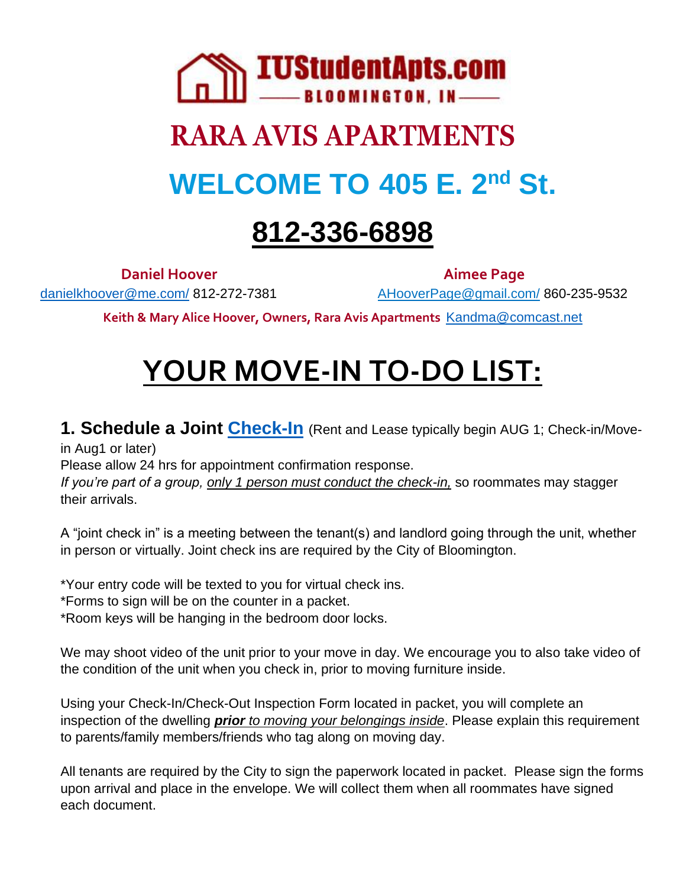**IUStudentApts.com**

**BLOOMINGTON, IN**

# RARA AVIS APARTMENTS

# WELCOME TO 405 E. 2nd St.

# 812-336-6898

**Daniel Hoover**
danielkhoover@me.com/ 812-272-7381

**Aimee Page**
AHooverPage@gmail.com/ 860-235-9532

**Keith & Mary Alice Hoover, Owners, Rara Avis Apartments** Kandma@comcast.net

# YOUR MOVE-IN TO-DO LIST:

**1. Schedule a Joint Check-In** (Rent and Lease typically begin AUG 1; Check-in/Move-in Aug1 or later)
Please allow 24 hrs for appointment confirmation response.
*If you're part of a group, only 1 person must conduct the check-in,* so roommates may stagger their arrivals.

A "joint check in" is a meeting between the tenant(s) and landlord going through the unit, whether in person or virtually. Joint check ins are required by the City of Bloomington.

*Your entry code will be texted to you for virtual check ins.
*Forms to sign will be on the counter in a packet.
*Room keys will be hanging in the bedroom door locks.

We may shoot video of the unit prior to your move in day. We encourage you to also take video of the condition of the unit when you check in, prior to moving furniture inside.

Using your Check-In/Check-Out Inspection Form located in packet, you will complete an inspection of the dwelling ***prior** to moving your belongings inside*. Please explain this requirement to parents/family members/friends who tag along on moving day.

All tenants are required by the City to sign the paperwork located in packet. Please sign the forms upon arrival and place in the envelope. We will collect them when all roommates have signed each document.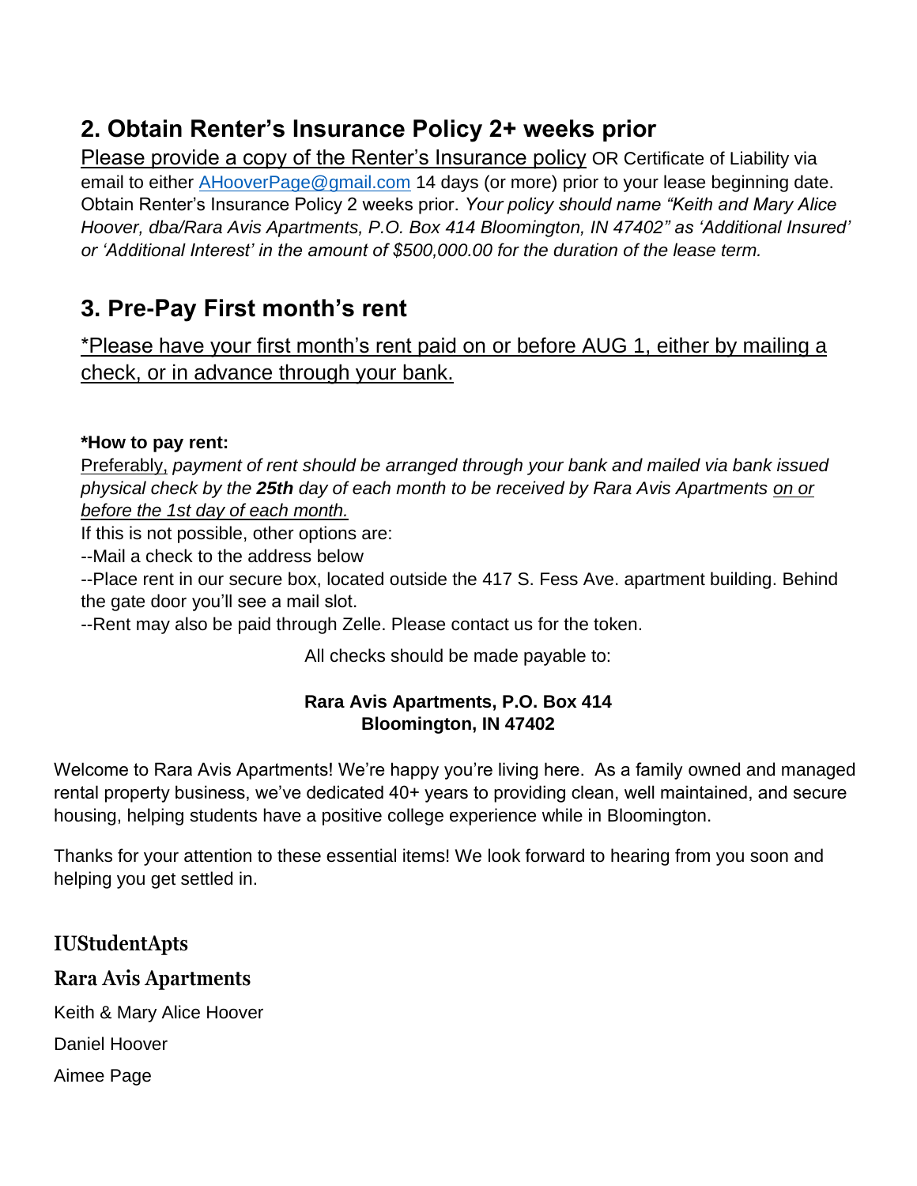## 2. Obtain Renter's Insurance Policy 2+ weeks prior

<u>Please provide a copy of the Renter's Insurance policy</u> OR Certificate of Liability via email to either AHooverPage@gmail.com 14 days (or more) prior to your lease beginning date. Obtain Renter's Insurance Policy 2 weeks prior. *Your policy should name "Keith and Mary Alice Hoover, dba/Rara Avis Apartments, P.O. Box 414 Bloomington, IN 47402" as 'Additional Insured' or 'Additional Interest' in the amount of $500,000.00 for the duration of the lease term.*

## 3. Pre-Pay First month's rent

<u>*Please have your first month's rent paid on or before AUG 1, either by mailing a check, or in advance through your bank.</u>

**\*How to pay rent:**

<u>Preferably,</u> *payment of rent should be arranged through your bank and mailed via bank issued physical check by the **25th** day of each month to be received by Rara Avis Apartments <u>on or before the 1st day of each month.</u>*

If this is not possible, other options are:

--Mail a check to the address below

--Place rent in our secure box, located outside the 417 S. Fess Ave. apartment building. Behind the gate door you'll see a mail slot.

--Rent may also be paid through Zelle. Please contact us for the token.

All checks should be made payable to:

**Rara Avis Apartments, P.O. Box 414**
**Bloomington, IN 47402**

Welcome to Rara Avis Apartments! We're happy you're living here. As a family owned and managed rental property business, we've dedicated 40+ years to providing clean, well maintained, and secure housing, helping students have a positive college experience while in Bloomington.

Thanks for your attention to these essential items! We look forward to hearing from you soon and helping you get settled in.

**IUStudentApts**

**Rara Avis Apartments**

Keith & Mary Alice Hoover

Daniel Hoover

Aimee Page